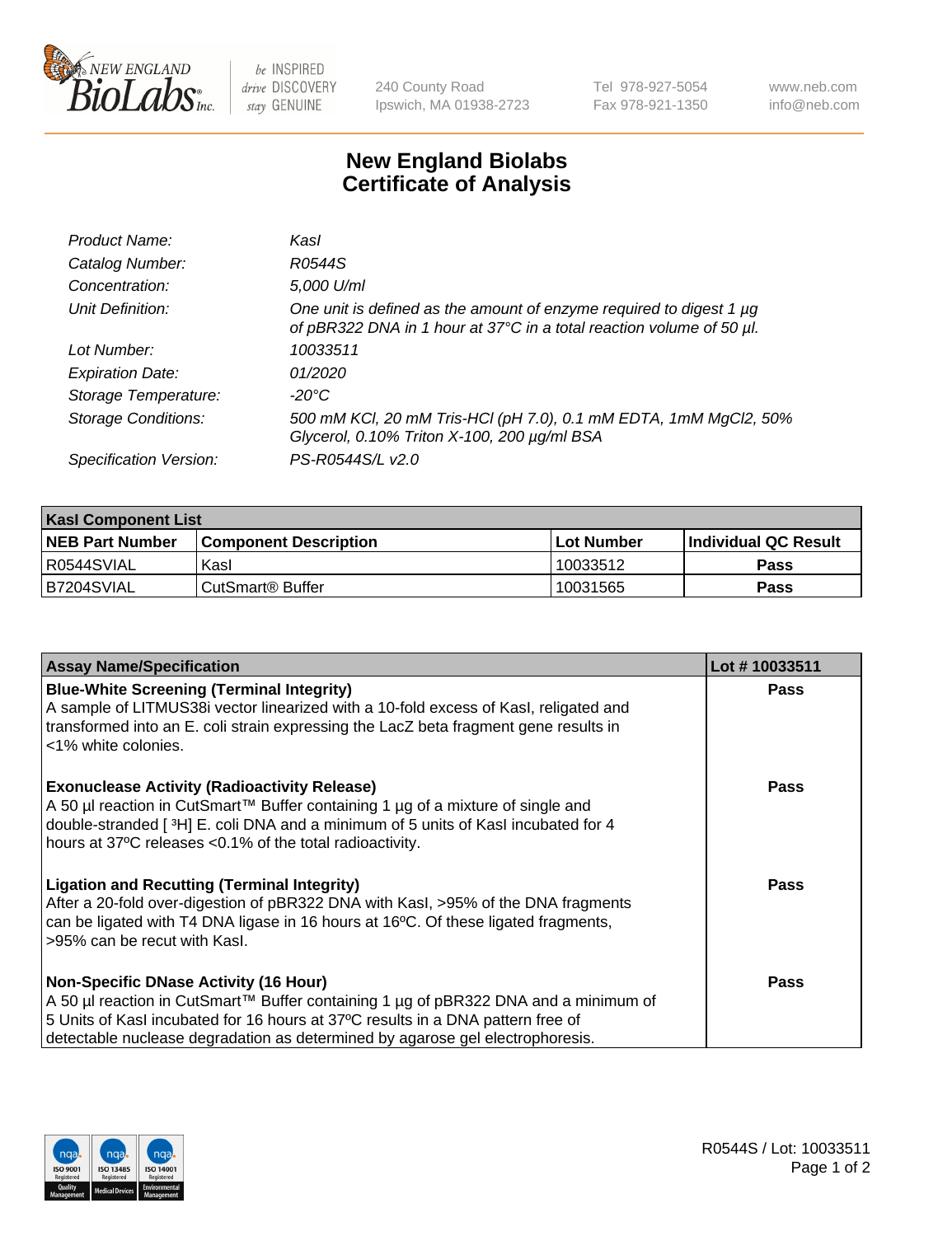New England BioLabs Inc. — be INSPIRED drive DISCOVERY stay GENUINE

240 County Road
Ipswich, MA 01938-2723

Tel 978-927-5054
Fax 978-921-1350

www.neb.com
info@neb.com

# New England Biolabs
# Certificate of Analysis

| | |
|---|---|
| *Product Name:* | *KasI* |
| *Catalog Number:* | *R0544S* |
| *Concentration:* | *5,000 U/ml* |
| *Unit Definition:* | *One unit is defined as the amount of enzyme required to digest 1 µg of pBR322 DNA in 1 hour at 37°C in a total reaction volume of 50 µl.* |
| *Lot Number:* | *10033511* |
| *Expiration Date:* | *01/2020* |
| *Storage Temperature:* | *-20°C* |
| *Storage Conditions:* | *500 mM KCl, 20 mM Tris-HCl (pH 7.0), 0.1 mM EDTA, 1mM MgCl2, 50% Glycerol, 0.10% Triton X-100, 200 µg/ml BSA* |
| *Specification Version:* | *PS-R0544S/L v2.0* |

| **KasI Component List** | | | |
|---|---|---|---|
| **NEB Part Number** | **Component Description** | **Lot Number** | **Individual QC Result** |
| R0544SVIAL | KasI | 10033512 | **Pass** |
| B7204SVIAL | CutSmart® Buffer | 10031565 | **Pass** |

| **Assay Name/Specification** | **Lot # 10033511** |
|---|---|
| **Blue-White Screening (Terminal Integrity)**<br>A sample of LITMUS38i vector linearized with a 10-fold excess of KasI, religated and transformed into an E. coli strain expressing the LacZ beta fragment gene results in <1% white colonies. | **Pass** |
| **Exonuclease Activity (Radioactivity Release)**<br>A 50 µl reaction in CutSmart™ Buffer containing 1 µg of a mixture of single and double-stranded [ $^3$H] E. coli DNA and a minimum of 5 units of KasI incubated for 4 hours at 37ºC releases <0.1% of the total radioactivity. | **Pass** |
| **Ligation and Recutting (Terminal Integrity)**<br>After a 20-fold over-digestion of pBR322 DNA with KasI, >95% of the DNA fragments can be ligated with T4 DNA ligase in 16 hours at 16ºC. Of these ligated fragments, >95% can be recut with KasI. | **Pass** |
| **Non-Specific DNase Activity (16 Hour)**<br>A 50 µl reaction in CutSmart™ Buffer containing 1 µg of pBR322 DNA and a minimum of 5 Units of KasI incubated for 16 hours at 37ºC results in a DNA pattern free of detectable nuclease degradation as determined by agarose gel electrophoresis. | **Pass** |

R0544S / Lot: 10033511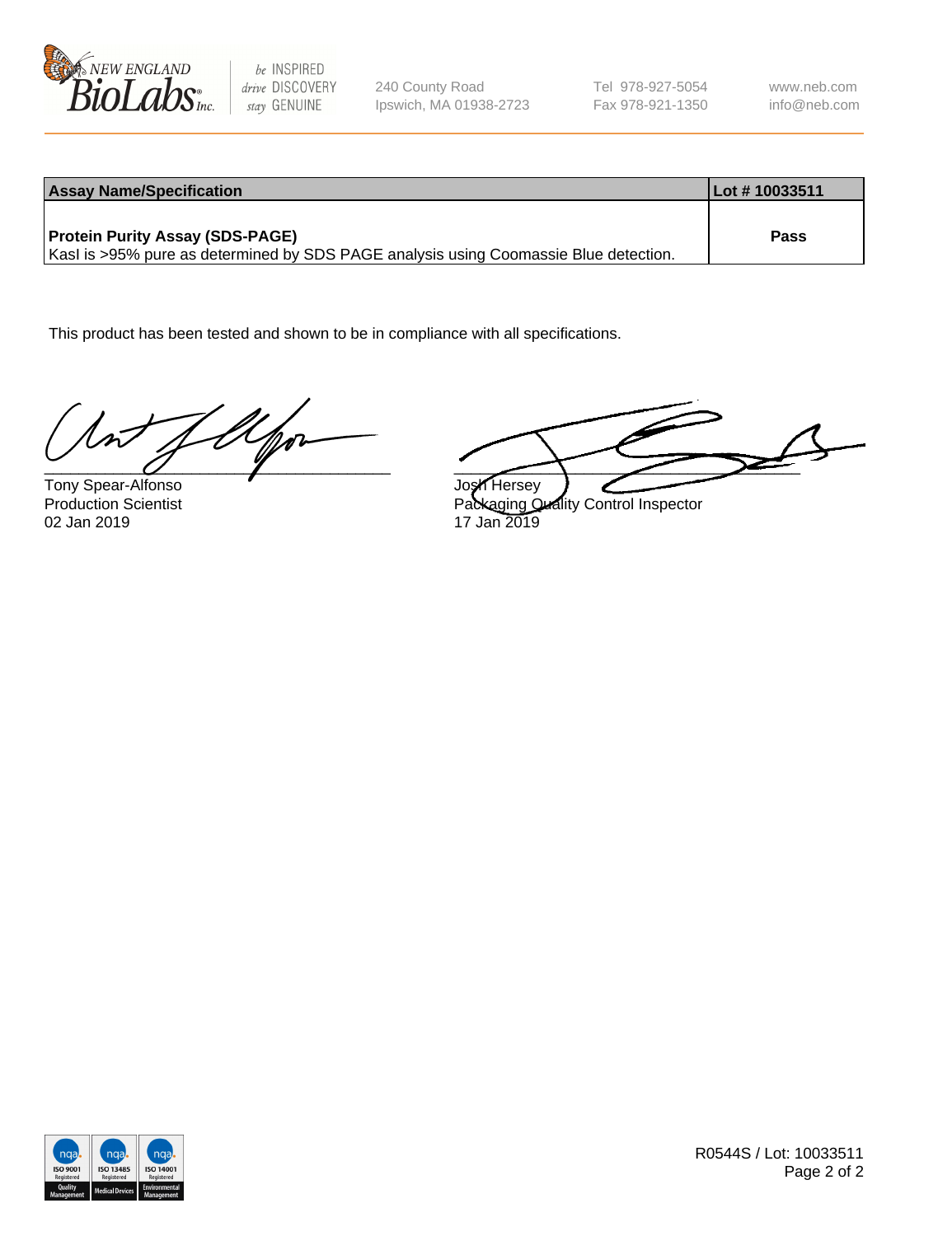| Assay Name/Specification | Lot # 10033511 |
|---|---|
| **Protein Purity Assay (SDS-PAGE)**<br>KasI is >95% pure as determined by SDS PAGE analysis using Coomassie Blue detection. | **Pass** |

This product has been tested and shown to be in compliance with all specifications.

Tony Spear-Alfonso
Production Scientist
02 Jan 2019

Josh Hersey
Packaging Quality Control Inspector
17 Jan 2019

R0544S / Lot: 10033511